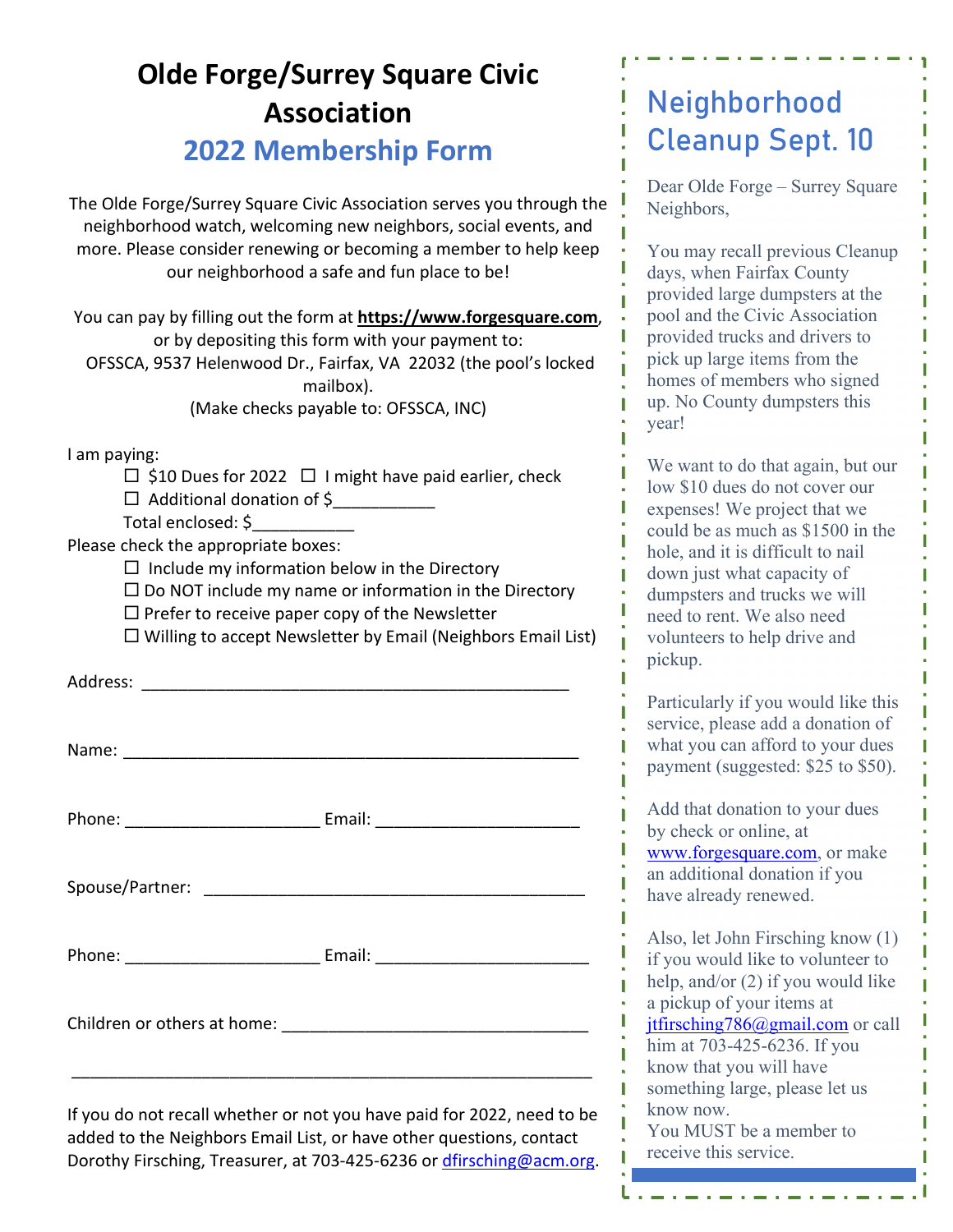# Olde Forge/Surrey Square Civic Association

## 2022 Membership Form

The Olde Forge/Surrey Square Civic Association serves you through the neighborhood watch, welcoming new neighbors, social events, and more. Please consider renewing or becoming a member to help keep our neighborhood a safe and fun place to be!

You can pay by filling out the form at **https://www.forgesquare.com**, or by depositing this form with your payment to:
OFSSCA, 9537 Helenwood Dr., Fairfax, VA 22032 (the pool's locked mailbox).
(Make checks payable to: OFSSCA, INC)

I am paying:

☐ $10 Dues for 2022 ☐ I might have paid earlier, check
☐ Additional donation of $___________
Total enclosed: $___________

Please check the appropriate boxes:

☐ Include my information below in the Directory
☐ Do NOT include my name or information in the Directory
☐ Prefer to receive paper copy of the Newsletter
☐ Willing to accept Newsletter by Email (Neighbors Email List)

Address: ______________________________________________

Name: ________________________________________________

Phone: _____________________ Email: ______________________

Spouse/Partner: __________________________________________

Phone: _____________________ Email: ______________________

Children or others at home: _________________________________

_________________________________________________________

If you do not recall whether or not you have paid for 2022, need to be added to the Neighbors Email List, or have other questions, contact Dorothy Firsching, Treasurer, at 703-425-6236 or dfirsching@acm.org.

## Neighborhood Cleanup Sept. 10

Dear Olde Forge – Surrey Square Neighbors,

You may recall previous Cleanup days, when Fairfax County provided large dumpsters at the pool and the Civic Association provided trucks and drivers to pick up large items from the homes of members who signed up. No County dumpsters this year!

We want to do that again, but our low $10 dues do not cover our expenses! We project that we could be as much as $1500 in the hole, and it is difficult to nail down just what capacity of dumpsters and trucks we will need to rent. We also need volunteers to help drive and pickup.

Particularly if you would like this service, please add a donation of what you can afford to your dues payment (suggested: $25 to $50).

Add that donation to your dues by check or online, at www.forgesquare.com, or make an additional donation if you have already renewed.

Also, let John Firsching know (1) if you would like to volunteer to help, and/or (2) if you would like a pickup of your items at jtfirsching786@gmail.com or call him at 703-425-6236. If you know that you will have something large, please let us know now.
You MUST be a member to receive this service.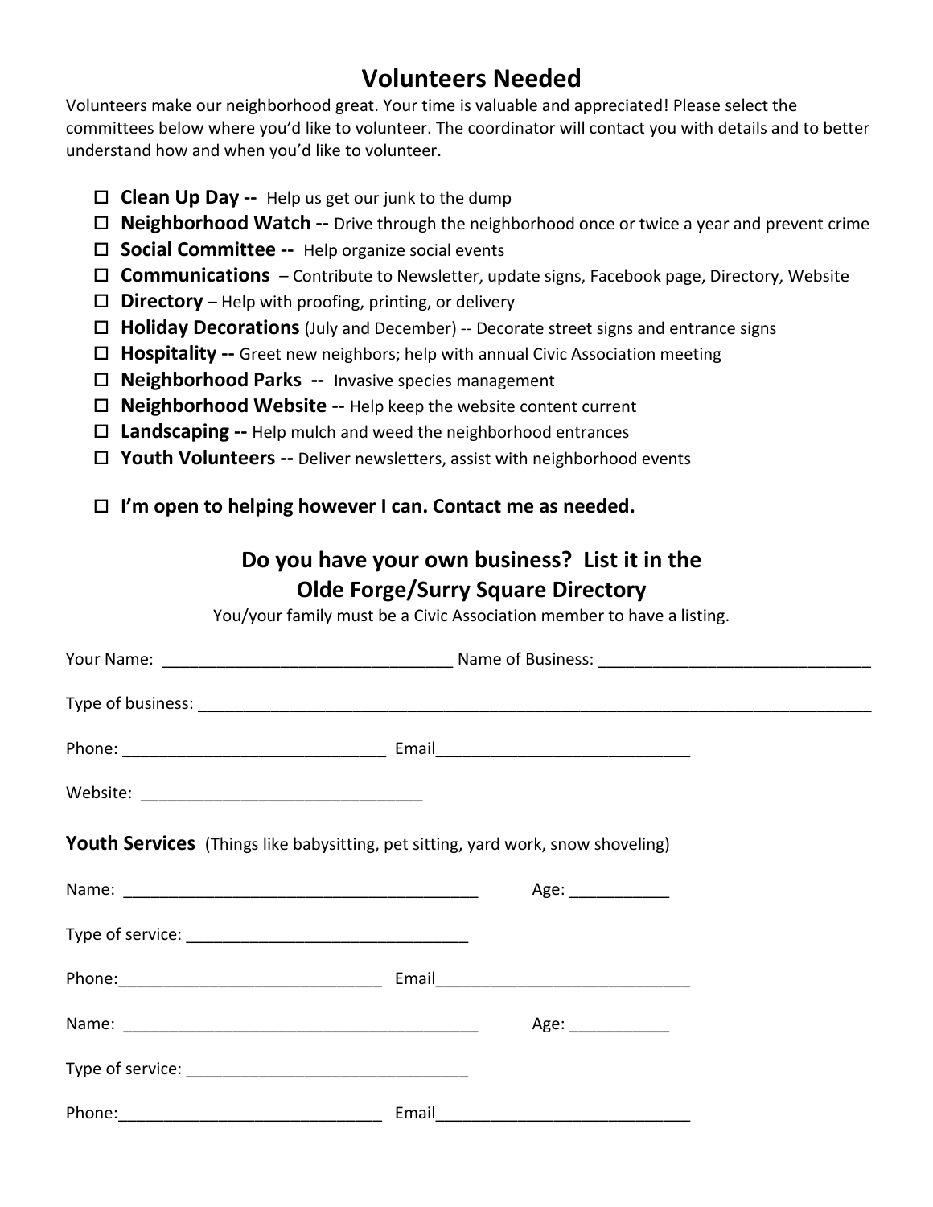# Volunteers Needed

Volunteers make our neighborhood great. Your time is valuable and appreciated! Please select the committees below where you'd like to volunteer. The coordinator will contact you with details and to better understand how and when you'd like to volunteer.

- ☐ **Clean Up Day --** Help us get our junk to the dump
- ☐ **Neighborhood Watch --** Drive through the neighborhood once or twice a year and prevent crime
- ☐ **Social Committee --** Help organize social events
- ☐ **Communications** – Contribute to Newsletter, update signs, Facebook page, Directory, Website
- ☐ **Directory** – Help with proofing, printing, or delivery
- ☐ **Holiday Decorations** (July and December) -- Decorate street signs and entrance signs
- ☐ **Hospitality --** Greet new neighbors; help with annual Civic Association meeting
- ☐ **Neighborhood Parks --** Invasive species management
- ☐ **Neighborhood Website --** Help keep the website content current
- ☐ **Landscaping --** Help mulch and weed the neighborhood entrances
- ☐ **Youth Volunteers --** Deliver newsletters, assist with neighborhood events

- ☐ **I'm open to helping however I can. Contact me as needed.**

## Do you have your own business? List it in the Olde Forge/Surry Square Directory

You/your family must be a Civic Association member to have a listing.

Your Name: ________________________________ Name of Business: ______________________________

Type of business: ___________________________________________________________________________

Phone: _____________________________ Email___________________________

Website: _______________________________

**Youth Services** (Things like babysitting, pet sitting, yard work, snow shoveling)

Name: _______________________________________ Age: ___________

Type of service: _______________________________

Phone:_____________________________ Email___________________________

Name: _______________________________________ Age: ___________

Type of service: _______________________________

Phone:_____________________________ Email___________________________